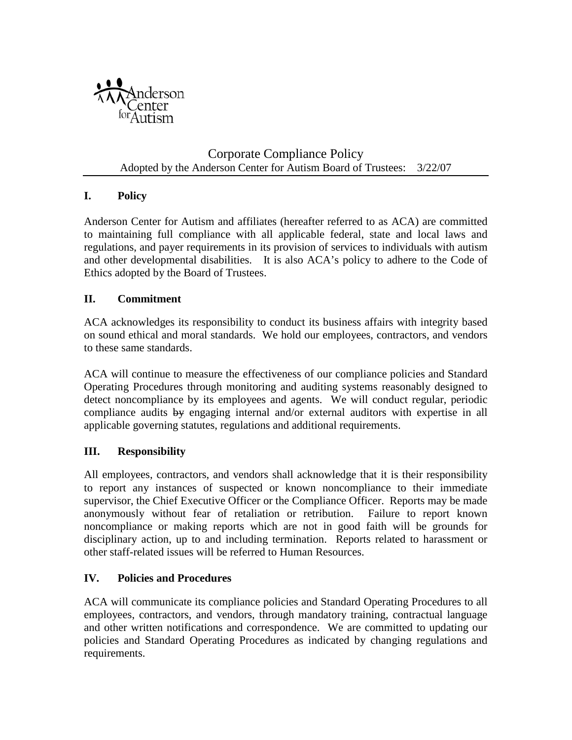Anderson Center for Autism

# Corporate Compliance Policy

Adopted by the Anderson Center for Autism Board of Trustees: 3/22/07

## I. Policy

Anderson Center for Autism and affiliates (hereafter referred to as ACA) are committed to maintaining full compliance with all applicable federal, state and local laws and regulations, and payer requirements in its provision of services to individuals with autism and other developmental disabilities. It is also ACA's policy to adhere to the Code of Ethics adopted by the Board of Trustees.

## II. Commitment

ACA acknowledges its responsibility to conduct its business affairs with integrity based on sound ethical and moral standards. We hold our employees, contractors, and vendors to these same standards.

ACA will continue to measure the effectiveness of our compliance policies and Standard Operating Procedures through monitoring and auditing systems reasonably designed to detect noncompliance by its employees and agents. We will conduct regular, periodic compliance audits ~~by~~ engaging internal and/or external auditors with expertise in all applicable governing statutes, regulations and additional requirements.

## III. Responsibility

All employees, contractors, and vendors shall acknowledge that it is their responsibility to report any instances of suspected or known noncompliance to their immediate supervisor, the Chief Executive Officer or the Compliance Officer. Reports may be made anonymously without fear of retaliation or retribution. Failure to report known noncompliance or making reports which are not in good faith will be grounds for disciplinary action, up to and including termination. Reports related to harassment or other staff-related issues will be referred to Human Resources.

## IV. Policies and Procedures

ACA will communicate its compliance policies and Standard Operating Procedures to all employees, contractors, and vendors, through mandatory training, contractual language and other written notifications and correspondence. We are committed to updating our policies and Standard Operating Procedures as indicated by changing regulations and requirements.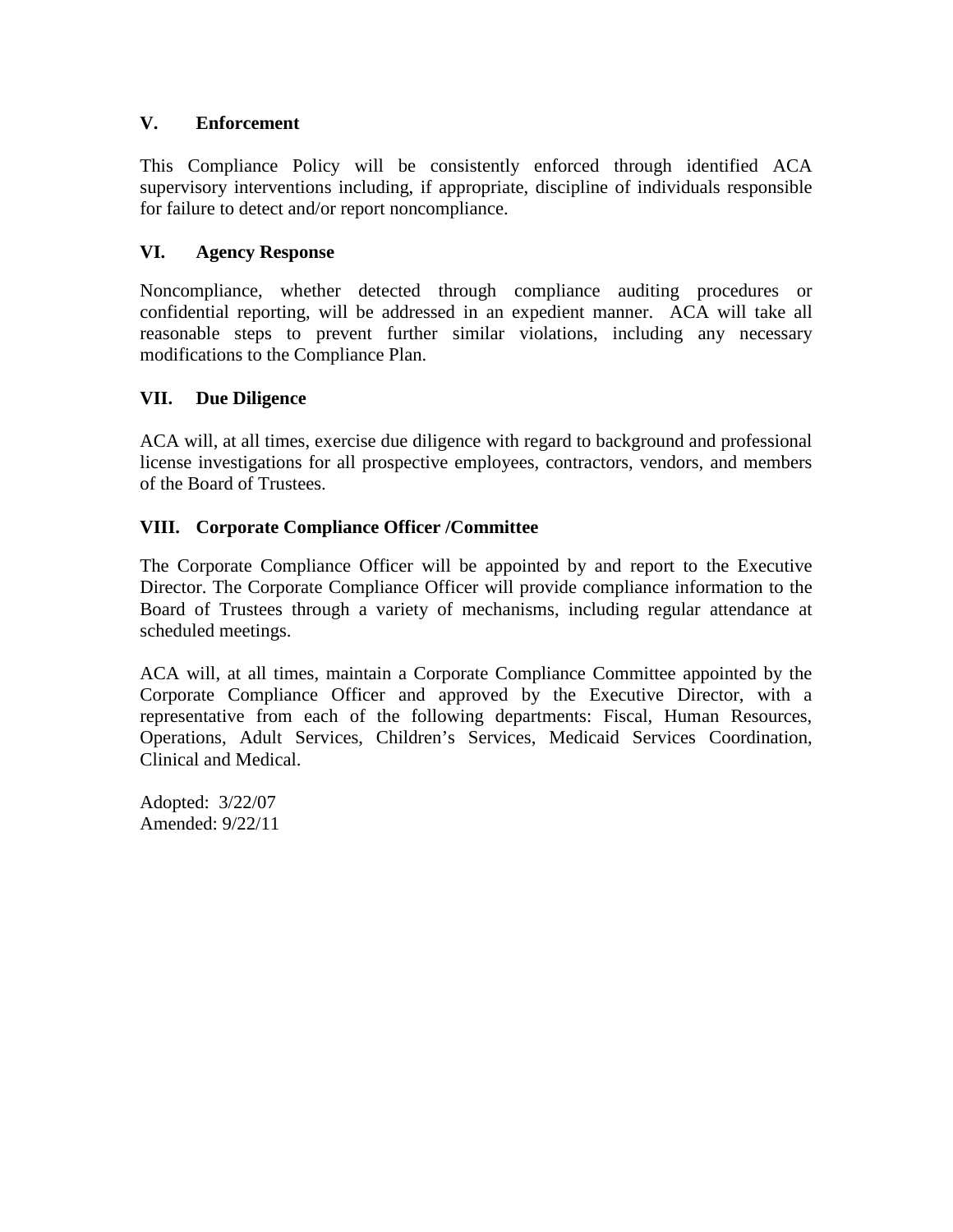## V. Enforcement

This Compliance Policy will be consistently enforced through identified ACA supervisory interventions including, if appropriate, discipline of individuals responsible for failure to detect and/or report noncompliance.

## VI. Agency Response

Noncompliance, whether detected through compliance auditing procedures or confidential reporting, will be addressed in an expedient manner. ACA will take all reasonable steps to prevent further similar violations, including any necessary modifications to the Compliance Plan.

## VII. Due Diligence

ACA will, at all times, exercise due diligence with regard to background and professional license investigations for all prospective employees, contractors, vendors, and members of the Board of Trustees.

## VIII. Corporate Compliance Officer /Committee

The Corporate Compliance Officer will be appointed by and report to the Executive Director. The Corporate Compliance Officer will provide compliance information to the Board of Trustees through a variety of mechanisms, including regular attendance at scheduled meetings.

ACA will, at all times, maintain a Corporate Compliance Committee appointed by the Corporate Compliance Officer and approved by the Executive Director, with a representative from each of the following departments: Fiscal, Human Resources, Operations, Adult Services, Children's Services, Medicaid Services Coordination, Clinical and Medical.

Adopted: 3/22/07
Amended: 9/22/11